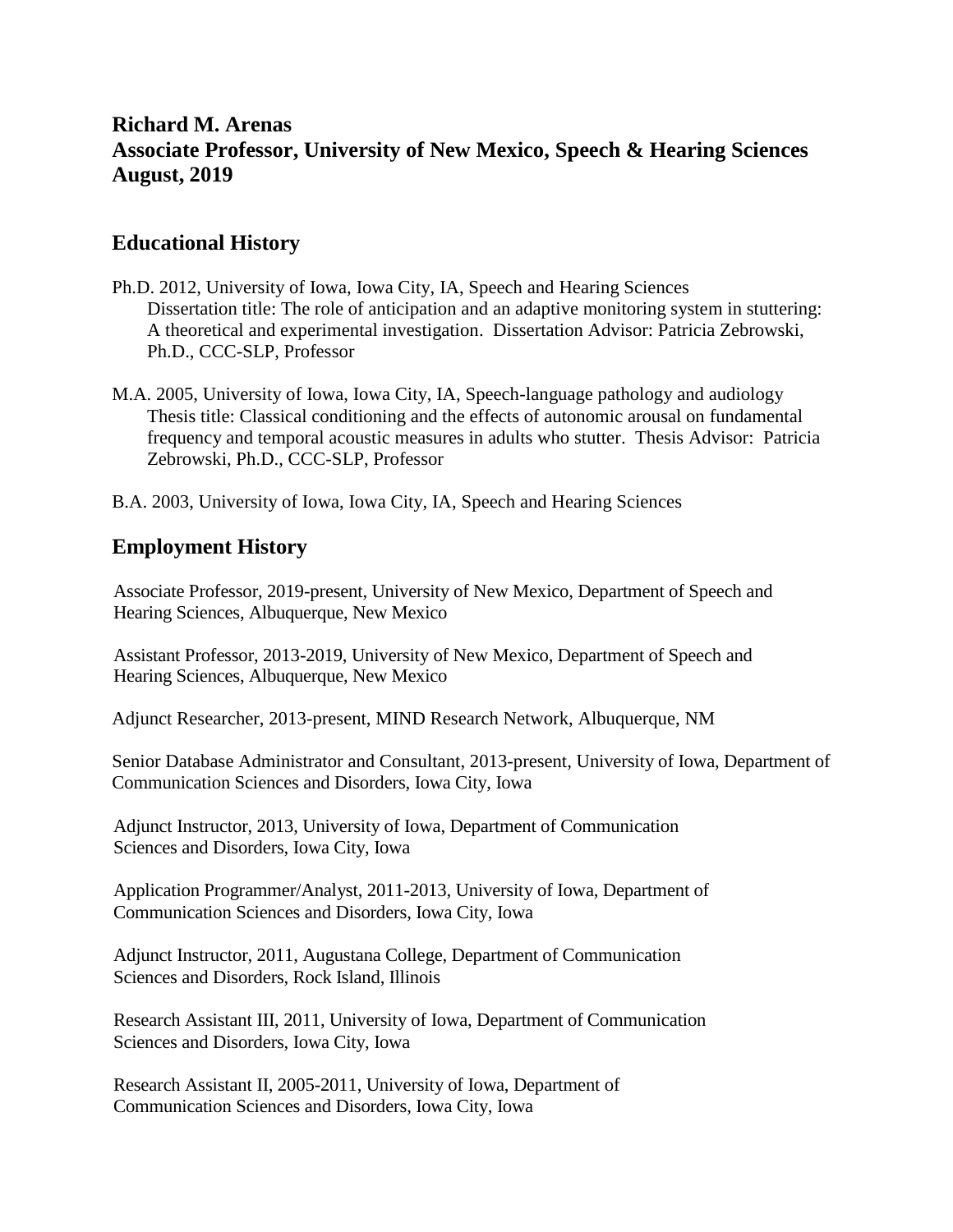**Richard M. Arenas**
**Associate Professor, University of New Mexico, Speech & Hearing Sciences**
**August, 2019**

## Educational History

Ph.D. 2012, University of Iowa, Iowa City, IA, Speech and Hearing Sciences
Dissertation title: The role of anticipation and an adaptive monitoring system in stuttering: A theoretical and experimental investigation. Dissertation Advisor: Patricia Zebrowski, Ph.D., CCC-SLP, Professor

M.A. 2005, University of Iowa, Iowa City, IA, Speech-language pathology and audiology
Thesis title: Classical conditioning and the effects of autonomic arousal on fundamental frequency and temporal acoustic measures in adults who stutter. Thesis Advisor: Patricia Zebrowski, Ph.D., CCC-SLP, Professor

B.A. 2003, University of Iowa, Iowa City, IA, Speech and Hearing Sciences

## Employment History

Associate Professor, 2019-present, University of New Mexico, Department of Speech and Hearing Sciences, Albuquerque, New Mexico

Assistant Professor, 2013-2019, University of New Mexico, Department of Speech and Hearing Sciences, Albuquerque, New Mexico

Adjunct Researcher, 2013-present, MIND Research Network, Albuquerque, NM

Senior Database Administrator and Consultant, 2013-present, University of Iowa, Department of Communication Sciences and Disorders, Iowa City, Iowa

Adjunct Instructor, 2013, University of Iowa, Department of Communication Sciences and Disorders, Iowa City, Iowa

Application Programmer/Analyst, 2011-2013, University of Iowa, Department of Communication Sciences and Disorders, Iowa City, Iowa

Adjunct Instructor, 2011, Augustana College, Department of Communication Sciences and Disorders, Rock Island, Illinois

Research Assistant III, 2011, University of Iowa, Department of Communication Sciences and Disorders, Iowa City, Iowa

Research Assistant II, 2005-2011, University of Iowa, Department of Communication Sciences and Disorders, Iowa City, Iowa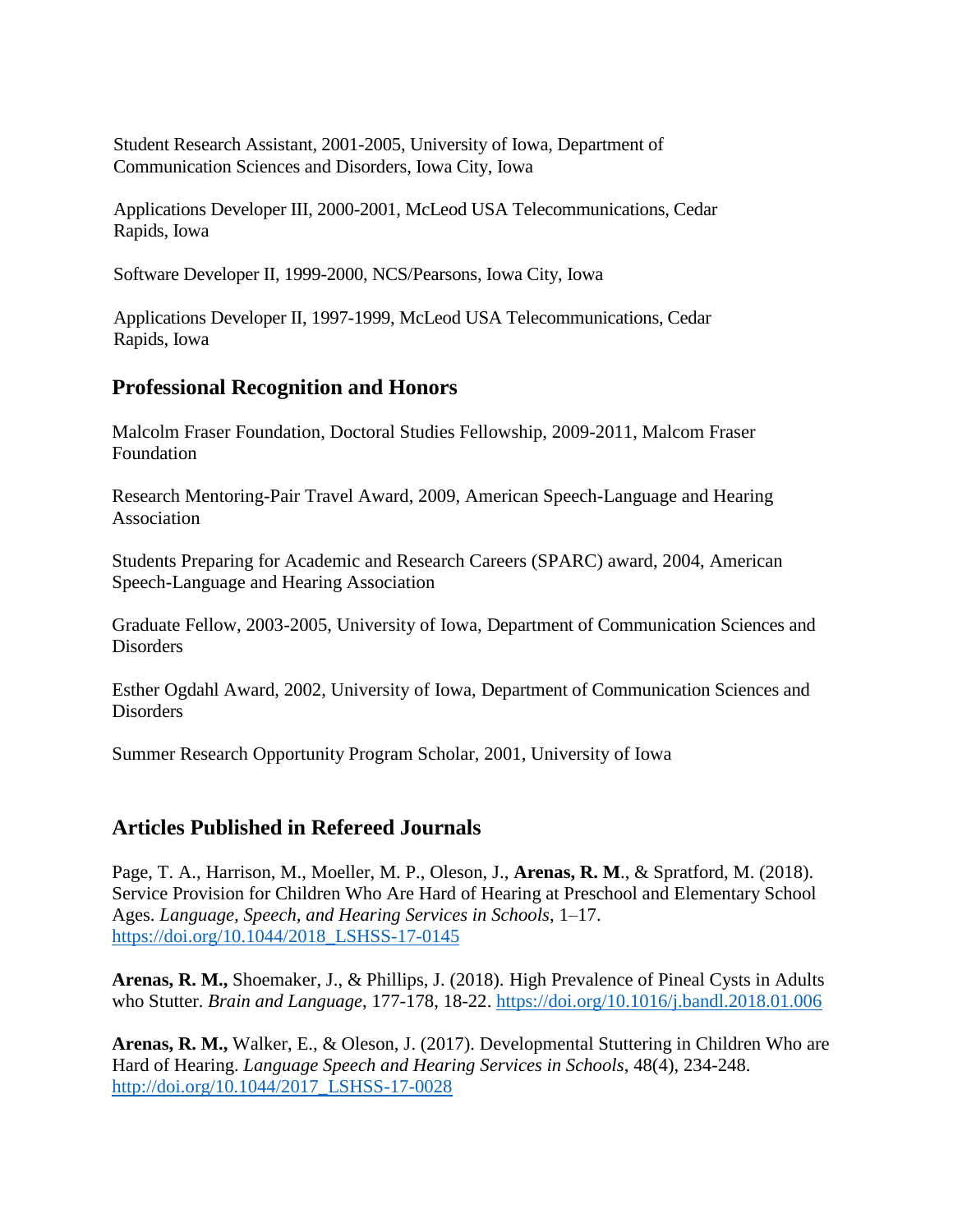Student Research Assistant, 2001-2005, University of Iowa, Department of Communication Sciences and Disorders, Iowa City, Iowa

Applications Developer III, 2000-2001, McLeod USA Telecommunications, Cedar Rapids, Iowa

Software Developer II, 1999-2000, NCS/Pearsons, Iowa City, Iowa

Applications Developer II, 1997-1999, McLeod USA Telecommunications, Cedar Rapids, Iowa

## Professional Recognition and Honors

Malcolm Fraser Foundation, Doctoral Studies Fellowship, 2009-2011, Malcom Fraser Foundation

Research Mentoring-Pair Travel Award, 2009, American Speech-Language and Hearing Association

Students Preparing for Academic and Research Careers (SPARC) award, 2004, American Speech-Language and Hearing Association

Graduate Fellow, 2003-2005, University of Iowa, Department of Communication Sciences and Disorders

Esther Ogdahl Award, 2002, University of Iowa, Department of Communication Sciences and Disorders

Summer Research Opportunity Program Scholar, 2001, University of Iowa

## Articles Published in Refereed Journals

Page, T. A., Harrison, M., Moeller, M. P., Oleson, J., **Arenas, R. M**., & Spratford, M. (2018). Service Provision for Children Who Are Hard of Hearing at Preschool and Elementary School Ages. *Language, Speech, and Hearing Services in Schools*, 1–17. https://doi.org/10.1044/2018_LSHSS-17-0145

**Arenas, R. M.,** Shoemaker, J., & Phillips, J. (2018). High Prevalence of Pineal Cysts in Adults who Stutter. *Brain and Language*, 177-178, 18-22. https://doi.org/10.1016/j.bandl.2018.01.006

**Arenas, R. M.,** Walker, E., & Oleson, J. (2017). Developmental Stuttering in Children Who are Hard of Hearing. *Language Speech and Hearing Services in Schools*, 48(4), 234-248. http://doi.org/10.1044/2017_LSHSS-17-0028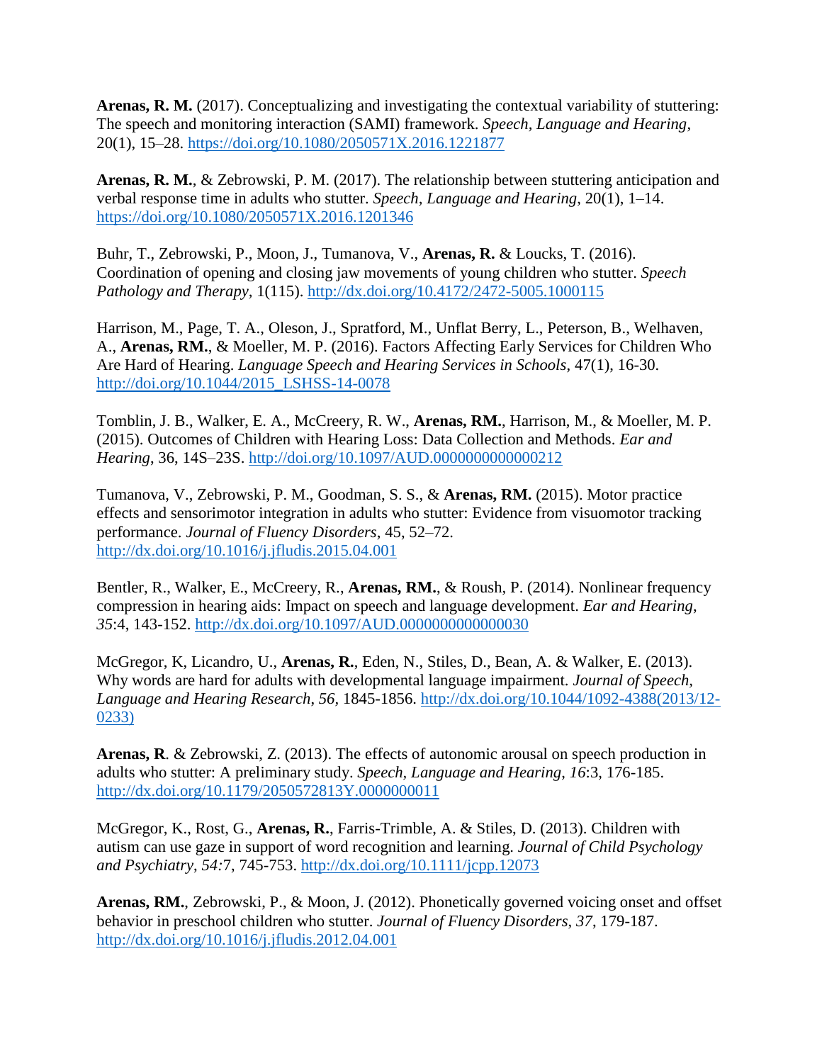**Arenas, R. M.** (2017). Conceptualizing and investigating the contextual variability of stuttering: The speech and monitoring interaction (SAMI) framework. *Speech, Language and Hearing*, 20(1), 15–28. https://doi.org/10.1080/2050571X.2016.1221877

**Arenas, R. M.**, & Zebrowski, P. M. (2017). The relationship between stuttering anticipation and verbal response time in adults who stutter. *Speech, Language and Hearing*, 20(1), 1–14. https://doi.org/10.1080/2050571X.2016.1201346

Buhr, T., Zebrowski, P., Moon, J., Tumanova, V., **Arenas, R.** & Loucks, T. (2016). Coordination of opening and closing jaw movements of young children who stutter. *Speech Pathology and Therapy*, 1(115). http://dx.doi.org/10.4172/2472-5005.1000115

Harrison, M., Page, T. A., Oleson, J., Spratford, M., Unflat Berry, L., Peterson, B., Welhaven, A., **Arenas, RM.**, & Moeller, M. P. (2016). Factors Affecting Early Services for Children Who Are Hard of Hearing. *Language Speech and Hearing Services in Schools*, 47(1), 16-30. http://doi.org/10.1044/2015_LSHSS-14-0078

Tomblin, J. B., Walker, E. A., McCreery, R. W., **Arenas, RM.**, Harrison, M., & Moeller, M. P. (2015). Outcomes of Children with Hearing Loss: Data Collection and Methods. *Ear and Hearing*, 36, 14S–23S. http://doi.org/10.1097/AUD.0000000000000212

Tumanova, V., Zebrowski, P. M., Goodman, S. S., & **Arenas, RM.** (2015). Motor practice effects and sensorimotor integration in adults who stutter: Evidence from visuomotor tracking performance. *Journal of Fluency Disorders*, 45, 52–72. http://dx.doi.org/10.1016/j.jfludis.2015.04.001

Bentler, R., Walker, E., McCreery, R., **Arenas, RM.**, & Roush, P. (2014). Nonlinear frequency compression in hearing aids: Impact on speech and language development. *Ear and Hearing*, *35*:4, 143-152. http://dx.doi.org/10.1097/AUD.0000000000000030

McGregor, K, Licandro, U., **Arenas, R.**, Eden, N., Stiles, D., Bean, A. & Walker, E. (2013). Why words are hard for adults with developmental language impairment. *Journal of Speech, Language and Hearing Research*, *56*, 1845-1856. http://dx.doi.org/10.1044/1092-4388(2013/12-0233)

**Arenas, R**. & Zebrowski, Z. (2013). The effects of autonomic arousal on speech production in adults who stutter: A preliminary study. *Speech, Language and Hearing*, *16*:3, 176-185. http://dx.doi.org/10.1179/2050572813Y.0000000011

McGregor, K., Rost, G., **Arenas, R.**, Farris-Trimble, A. & Stiles, D. (2013). Children with autism can use gaze in support of word recognition and learning. *Journal of Child Psychology and Psychiatry*, *54:*7, 745-753. http://dx.doi.org/10.1111/jcpp.12073

**Arenas, RM.**, Zebrowski, P., & Moon, J. (2012). Phonetically governed voicing onset and offset behavior in preschool children who stutter. *Journal of Fluency Disorders*, *37*, 179-187. http://dx.doi.org/10.1016/j.jfludis.2012.04.001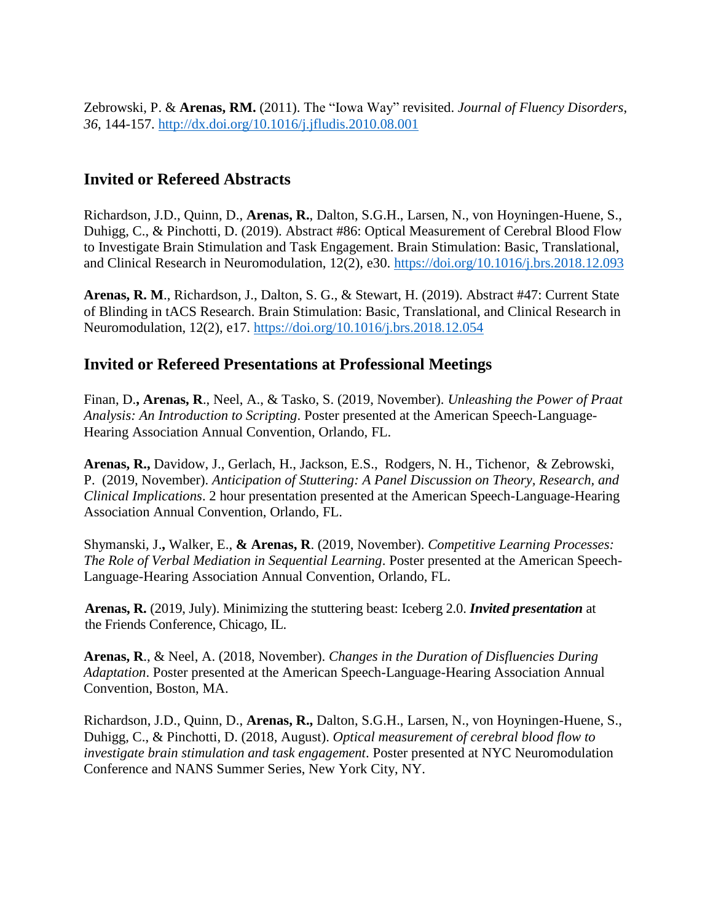Zebrowski, P. & **Arenas, RM.** (2011). The "Iowa Way" revisited. *Journal of Fluency Disorders, 36*, 144-157. http://dx.doi.org/10.1016/j.jfludis.2010.08.001

## Invited or Refereed Abstracts

Richardson, J.D., Quinn, D., **Arenas, R.**, Dalton, S.G.H., Larsen, N., von Hoyningen-Huene, S., Duhigg, C., & Pinchotti, D. (2019). Abstract #86: Optical Measurement of Cerebral Blood Flow to Investigate Brain Stimulation and Task Engagement. Brain Stimulation: Basic, Translational, and Clinical Research in Neuromodulation, 12(2), e30. https://doi.org/10.1016/j.brs.2018.12.093

**Arenas, R. M**., Richardson, J., Dalton, S. G., & Stewart, H. (2019). Abstract #47: Current State of Blinding in tACS Research. Brain Stimulation: Basic, Translational, and Clinical Research in Neuromodulation, 12(2), e17. https://doi.org/10.1016/j.brs.2018.12.054

## Invited or Refereed Presentations at Professional Meetings

Finan, D.**, Arenas, R**., Neel, A., & Tasko, S. (2019, November). *Unleashing the Power of Praat Analysis: An Introduction to Scripting*. Poster presented at the American Speech-Language-Hearing Association Annual Convention, Orlando, FL.

**Arenas, R.,** Davidow, J., Gerlach, H., Jackson, E.S., Rodgers, N. H., Tichenor, & Zebrowski, P. (2019, November). *Anticipation of Stuttering: A Panel Discussion on Theory, Research, and Clinical Implications*. 2 hour presentation presented at the American Speech-Language-Hearing Association Annual Convention, Orlando, FL.

Shymanski, J.**,** Walker, E., **& Arenas, R**. (2019, November). *Competitive Learning Processes: The Role of Verbal Mediation in Sequential Learning*. Poster presented at the American Speech-Language-Hearing Association Annual Convention, Orlando, FL.

**Arenas, R.** (2019, July). Minimizing the stuttering beast: Iceberg 2.0. ***Invited presentation*** at the Friends Conference, Chicago, IL.

**Arenas, R**., & Neel, A. (2018, November). *Changes in the Duration of Disfluencies During Adaptation*. Poster presented at the American Speech-Language-Hearing Association Annual Convention, Boston, MA.

Richardson, J.D., Quinn, D., **Arenas, R.,** Dalton, S.G.H., Larsen, N., von Hoyningen-Huene, S., Duhigg, C., & Pinchotti, D. (2018, August). *Optical measurement of cerebral blood flow to investigate brain stimulation and task engagement*. Poster presented at NYC Neuromodulation Conference and NANS Summer Series, New York City, NY.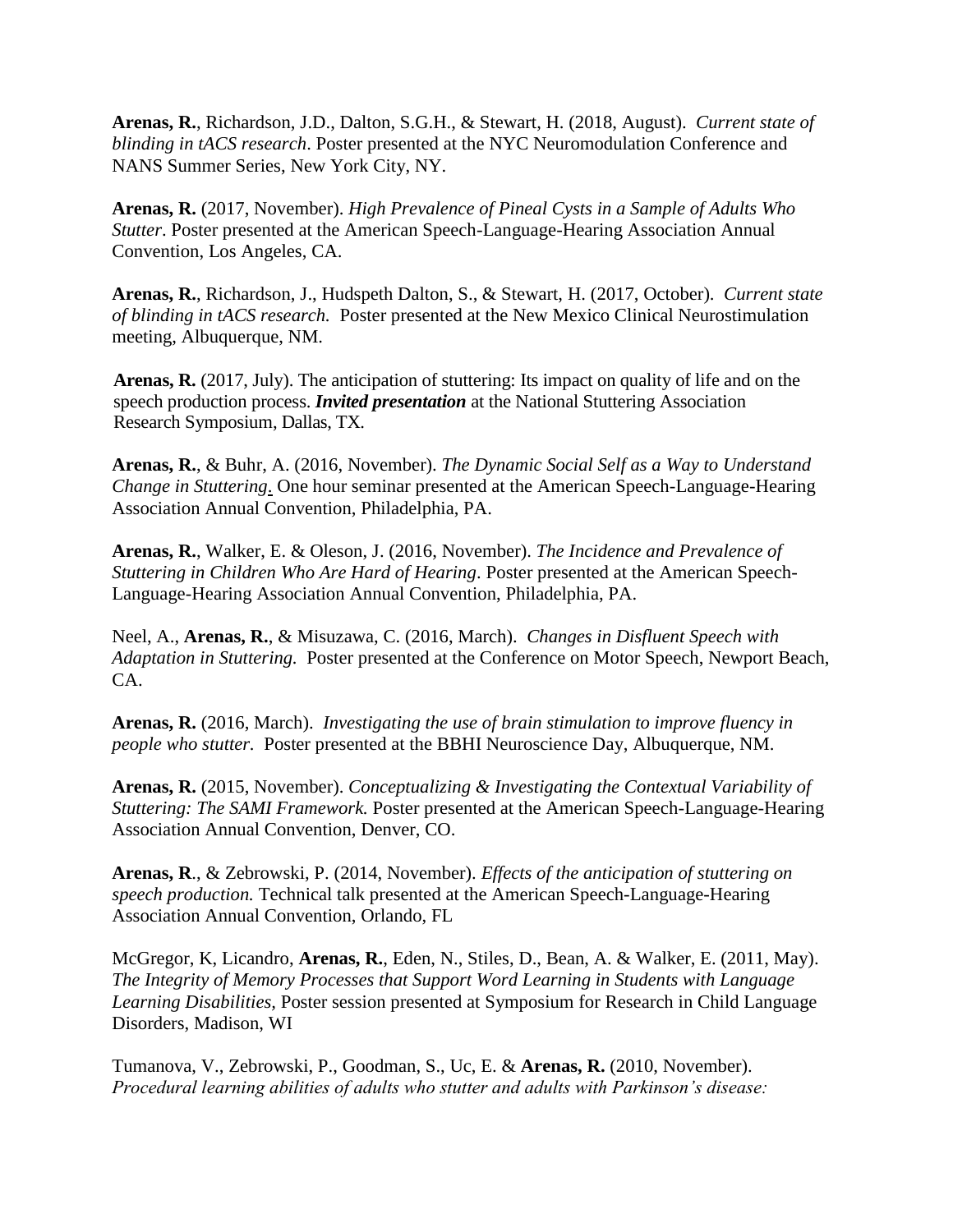**Arenas, R.**, Richardson, J.D., Dalton, S.G.H., & Stewart, H. (2018, August). *Current state of blinding in tACS research*. Poster presented at the NYC Neuromodulation Conference and NANS Summer Series, New York City, NY.

**Arenas, R.** (2017, November). *High Prevalence of Pineal Cysts in a Sample of Adults Who Stutter*. Poster presented at the American Speech-Language-Hearing Association Annual Convention, Los Angeles, CA.

**Arenas, R.**, Richardson, J., Hudspeth Dalton, S., & Stewart, H. (2017, October). *Current state of blinding in tACS research.* Poster presented at the New Mexico Clinical Neurostimulation meeting, Albuquerque, NM.

**Arenas, R.** (2017, July). The anticipation of stuttering: Its impact on quality of life and on the speech production process. ***Invited presentation*** at the National Stuttering Association Research Symposium, Dallas, TX.

**Arenas, R.**, & Buhr, A. (2016, November). *The Dynamic Social Self as a Way to Understand Change in Stuttering*. One hour seminar presented at the American Speech-Language-Hearing Association Annual Convention, Philadelphia, PA.

**Arenas, R.**, Walker, E. & Oleson, J. (2016, November). *The Incidence and Prevalence of Stuttering in Children Who Are Hard of Hearing*. Poster presented at the American Speech-Language-Hearing Association Annual Convention, Philadelphia, PA.

Neel, A., **Arenas, R.**, & Misuzawa, C. (2016, March). *Changes in Disfluent Speech with Adaptation in Stuttering.* Poster presented at the Conference on Motor Speech, Newport Beach, CA.

**Arenas, R.** (2016, March). *Investigating the use of brain stimulation to improve fluency in people who stutter.* Poster presented at the BBHI Neuroscience Day, Albuquerque, NM.

**Arenas, R.** (2015, November). *Conceptualizing & Investigating the Contextual Variability of Stuttering: The SAMI Framework.* Poster presented at the American Speech-Language-Hearing Association Annual Convention, Denver, CO.

**Arenas, R**., & Zebrowski, P. (2014, November). *Effects of the anticipation of stuttering on speech production.* Technical talk presented at the American Speech-Language-Hearing Association Annual Convention, Orlando, FL

McGregor, K, Licandro, **Arenas, R.**, Eden, N., Stiles, D., Bean, A. & Walker, E. (2011, May). *The Integrity of Memory Processes that Support Word Learning in Students with Language Learning Disabilities,* Poster session presented at Symposium for Research in Child Language Disorders, Madison, WI

Tumanova, V., Zebrowski, P., Goodman, S., Uc, E. & **Arenas, R.** (2010, November). *Procedural learning abilities of adults who stutter and adults with Parkinson's disease:*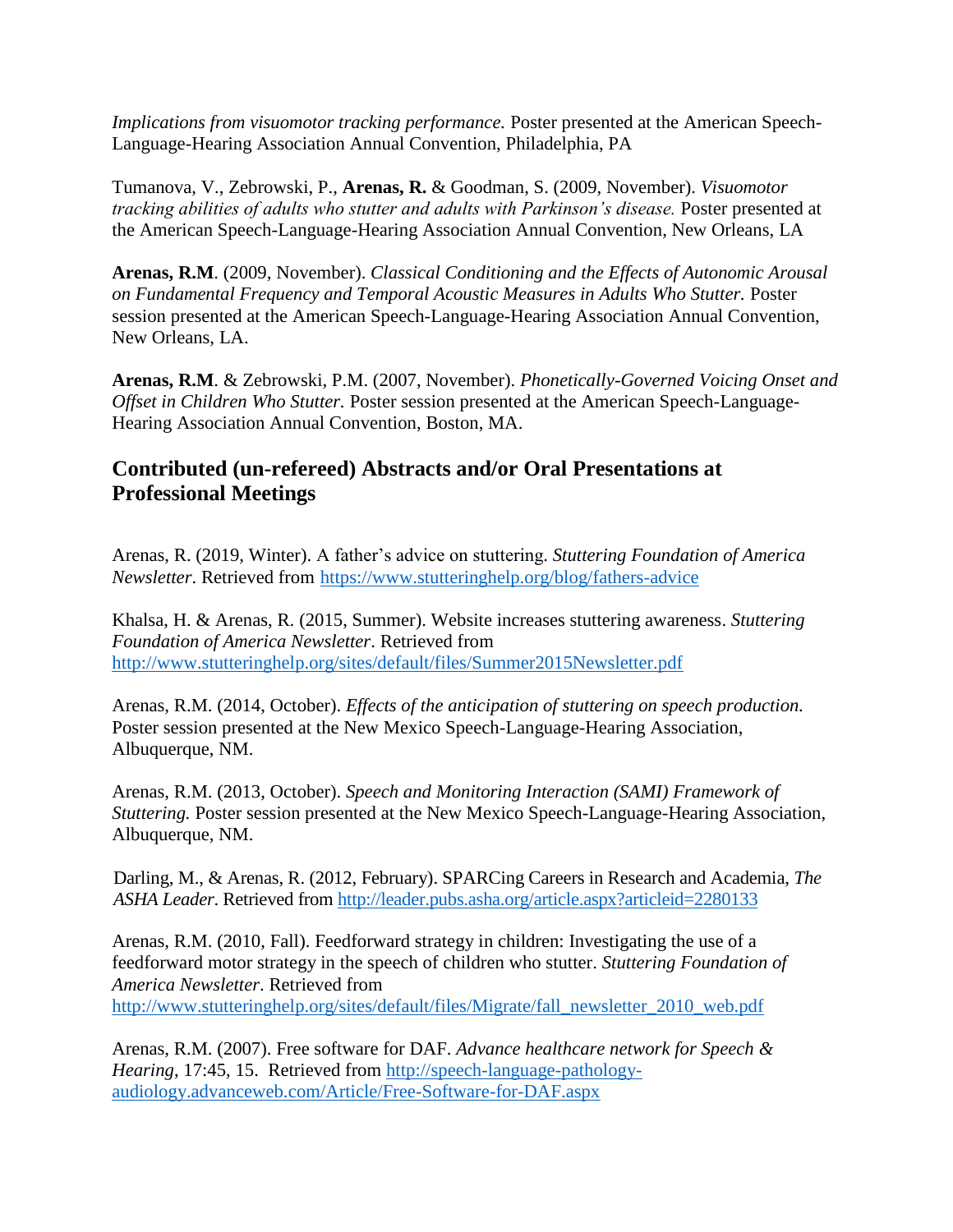*Implications from visuomotor tracking performance.* Poster presented at the American Speech-Language-Hearing Association Annual Convention, Philadelphia, PA

Tumanova, V., Zebrowski, P., **Arenas, R.** & Goodman, S. (2009, November). *Visuomotor tracking abilities of adults who stutter and adults with Parkinson's disease.* Poster presented at the American Speech-Language-Hearing Association Annual Convention, New Orleans, LA

**Arenas, R.M**. (2009, November). *Classical Conditioning and the Effects of Autonomic Arousal on Fundamental Frequency and Temporal Acoustic Measures in Adults Who Stutter.* Poster session presented at the American Speech-Language-Hearing Association Annual Convention, New Orleans, LA.

**Arenas, R.M**. & Zebrowski, P.M. (2007, November). *Phonetically-Governed Voicing Onset and Offset in Children Who Stutter.* Poster session presented at the American Speech-Language-Hearing Association Annual Convention, Boston, MA.

## Contributed (un-refereed) Abstracts and/or Oral Presentations at Professional Meetings

Arenas, R. (2019, Winter). A father's advice on stuttering. *Stuttering Foundation of America Newsletter*. Retrieved from https://www.stutteringhelp.org/blog/fathers-advice

Khalsa, H. & Arenas, R. (2015, Summer). Website increases stuttering awareness. *Stuttering Foundation of America Newsletter*. Retrieved from http://www.stutteringhelp.org/sites/default/files/Summer2015Newsletter.pdf

Arenas, R.M. (2014, October). *Effects of the anticipation of stuttering on speech production.* Poster session presented at the New Mexico Speech-Language-Hearing Association, Albuquerque, NM.

Arenas, R.M. (2013, October). *Speech and Monitoring Interaction (SAMI) Framework of Stuttering.* Poster session presented at the New Mexico Speech-Language-Hearing Association, Albuquerque, NM.

Darling, M., & Arenas, R. (2012, February). SPARCing Careers in Research and Academia, *The ASHA Leader*. Retrieved from http://leader.pubs.asha.org/article.aspx?articleid=2280133

Arenas, R.M. (2010, Fall). Feedforward strategy in children: Investigating the use of a feedforward motor strategy in the speech of children who stutter. *Stuttering Foundation of America Newsletter*. Retrieved from http://www.stutteringhelp.org/sites/default/files/Migrate/fall_newsletter_2010_web.pdf

Arenas, R.M. (2007). Free software for DAF. *Advance healthcare network for Speech & Hearing*, 17:45, 15. Retrieved from http://speech-language-pathology-audiology.advanceweb.com/Article/Free-Software-for-DAF.aspx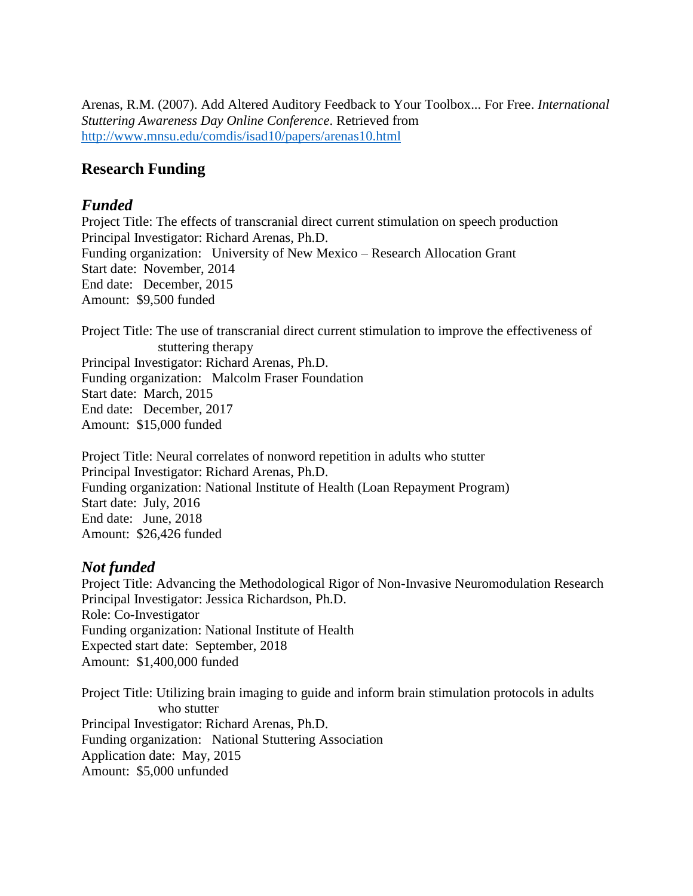Arenas, R.M. (2007). Add Altered Auditory Feedback to Your Toolbox... For Free. *International Stuttering Awareness Day Online Conference*. Retrieved from [http://www.mnsu.edu/comdis/isad10/papers/arenas10.html](http://www.mnsu.edu/comdis/isad10/papers/arenas10.html)

## Research Funding

### *Funded*

Project Title: The effects of transcranial direct current stimulation on speech production
Principal Investigator: Richard Arenas, Ph.D.
Funding organization: University of New Mexico – Research Allocation Grant
Start date: November, 2014
End date: December, 2015
Amount: $9,500 funded

Project Title: The use of transcranial direct current stimulation to improve the effectiveness of stuttering therapy
Principal Investigator: Richard Arenas, Ph.D.
Funding organization: Malcolm Fraser Foundation
Start date: March, 2015
End date: December, 2017
Amount: $15,000 funded

Project Title: Neural correlates of nonword repetition in adults who stutter
Principal Investigator: Richard Arenas, Ph.D.
Funding organization: National Institute of Health (Loan Repayment Program)
Start date: July, 2016
End date: June, 2018
Amount: $26,426 funded

### *Not funded*

Project Title: Advancing the Methodological Rigor of Non-Invasive Neuromodulation Research
Principal Investigator: Jessica Richardson, Ph.D.
Role: Co-Investigator
Funding organization: National Institute of Health
Expected start date: September, 2018
Amount: $1,400,000 funded

Project Title: Utilizing brain imaging to guide and inform brain stimulation protocols in adults who stutter
Principal Investigator: Richard Arenas, Ph.D.
Funding organization: National Stuttering Association
Application date: May, 2015
Amount: $5,000 unfunded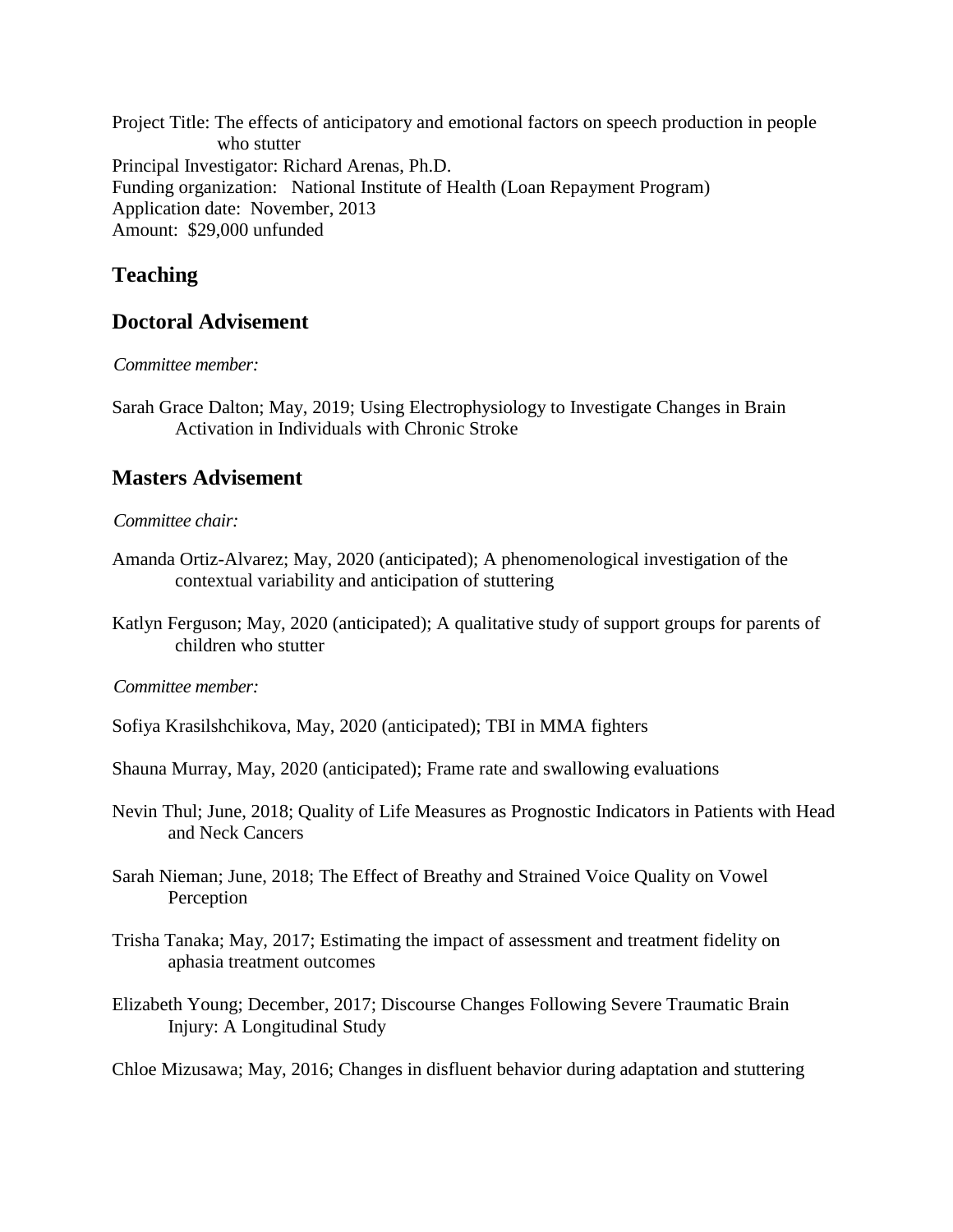Project Title: The effects of anticipatory and emotional factors on speech production in people who stutter
Principal Investigator: Richard Arenas, Ph.D.
Funding organization: National Institute of Health (Loan Repayment Program)
Application date: November, 2013
Amount: $29,000 unfunded

## Teaching

## Doctoral Advisement

*Committee member:*

Sarah Grace Dalton; May, 2019; Using Electrophysiology to Investigate Changes in Brain Activation in Individuals with Chronic Stroke

## Masters Advisement

*Committee chair:*

Amanda Ortiz-Alvarez; May, 2020 (anticipated); A phenomenological investigation of the contextual variability and anticipation of stuttering

Katlyn Ferguson; May, 2020 (anticipated); A qualitative study of support groups for parents of children who stutter

*Committee member:*

Sofiya Krasilshchikova, May, 2020 (anticipated); TBI in MMA fighters

Shauna Murray, May, 2020 (anticipated); Frame rate and swallowing evaluations

Nevin Thul; June, 2018; Quality of Life Measures as Prognostic Indicators in Patients with Head and Neck Cancers

Sarah Nieman; June, 2018; The Effect of Breathy and Strained Voice Quality on Vowel Perception

Trisha Tanaka; May, 2017; Estimating the impact of assessment and treatment fidelity on aphasia treatment outcomes

Elizabeth Young; December, 2017; Discourse Changes Following Severe Traumatic Brain Injury: A Longitudinal Study

Chloe Mizusawa; May, 2016; Changes in disfluent behavior during adaptation and stuttering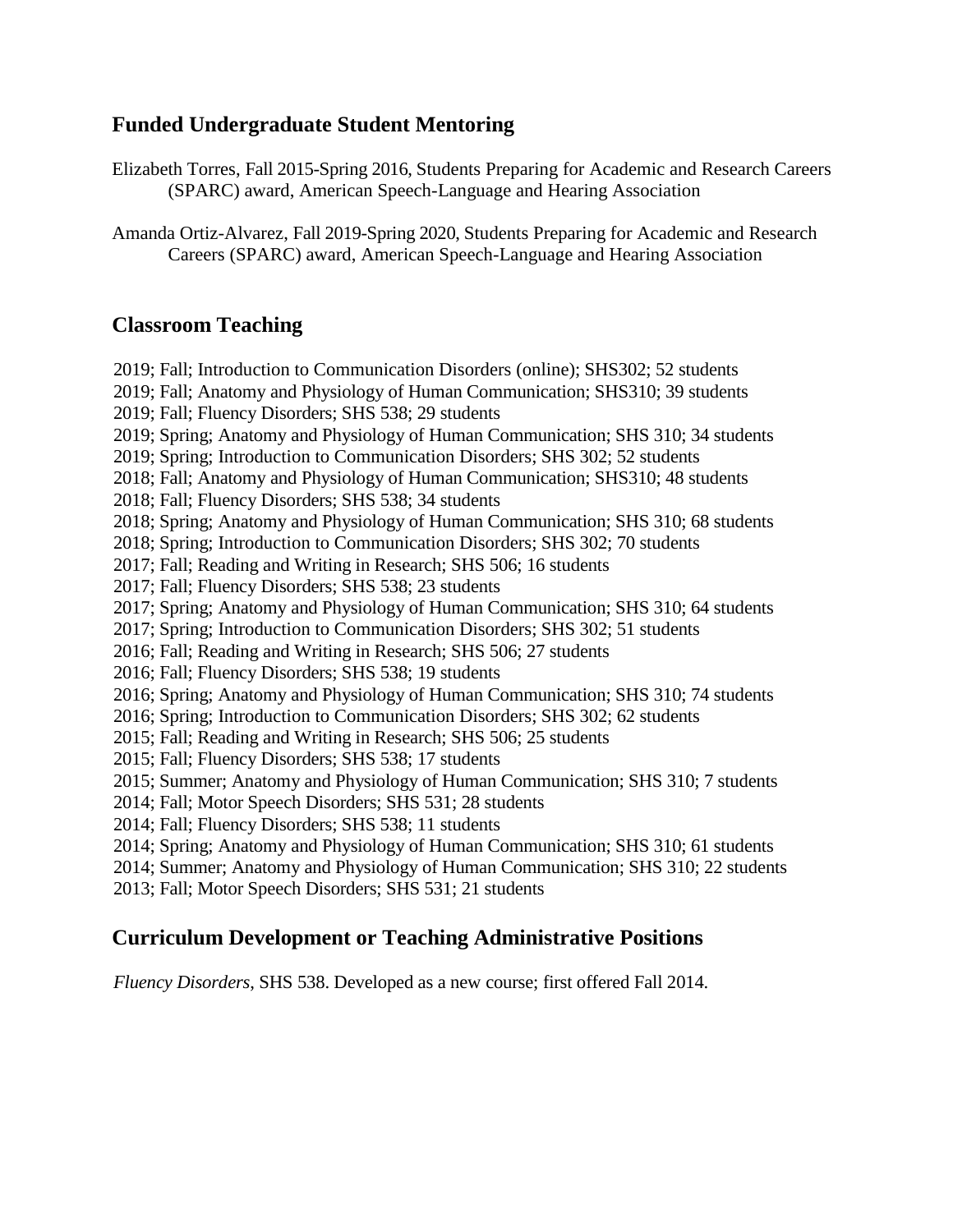## Funded Undergraduate Student Mentoring

Elizabeth Torres, Fall 2015-Spring 2016, Students Preparing for Academic and Research Careers (SPARC) award, American Speech-Language and Hearing Association

Amanda Ortiz-Alvarez, Fall 2019-Spring 2020, Students Preparing for Academic and Research Careers (SPARC) award, American Speech-Language and Hearing Association

## Classroom Teaching

2019; Fall; Introduction to Communication Disorders (online); SHS302; 52 students
2019; Fall; Anatomy and Physiology of Human Communication; SHS310; 39 students
2019; Fall; Fluency Disorders; SHS 538; 29 students
2019; Spring; Anatomy and Physiology of Human Communication; SHS 310; 34 students
2019; Spring; Introduction to Communication Disorders; SHS 302; 52 students
2018; Fall; Anatomy and Physiology of Human Communication; SHS310; 48 students
2018; Fall; Fluency Disorders; SHS 538; 34 students
2018; Spring; Anatomy and Physiology of Human Communication; SHS 310; 68 students
2018; Spring; Introduction to Communication Disorders; SHS 302; 70 students
2017; Fall; Reading and Writing in Research; SHS 506; 16 students
2017; Fall; Fluency Disorders; SHS 538; 23 students
2017; Spring; Anatomy and Physiology of Human Communication; SHS 310; 64 students
2017; Spring; Introduction to Communication Disorders; SHS 302; 51 students
2016; Fall; Reading and Writing in Research; SHS 506; 27 students
2016; Fall; Fluency Disorders; SHS 538; 19 students
2016; Spring; Anatomy and Physiology of Human Communication; SHS 310; 74 students
2016; Spring; Introduction to Communication Disorders; SHS 302; 62 students
2015; Fall; Reading and Writing in Research; SHS 506; 25 students
2015; Fall; Fluency Disorders; SHS 538; 17 students
2015; Summer; Anatomy and Physiology of Human Communication; SHS 310; 7 students
2014; Fall; Motor Speech Disorders; SHS 531; 28 students
2014; Fall; Fluency Disorders; SHS 538; 11 students
2014; Spring; Anatomy and Physiology of Human Communication; SHS 310; 61 students
2014; Summer; Anatomy and Physiology of Human Communication; SHS 310; 22 students
2013; Fall; Motor Speech Disorders; SHS 531; 21 students

## Curriculum Development or Teaching Administrative Positions

*Fluency Disorders*, SHS 538. Developed as a new course; first offered Fall 2014.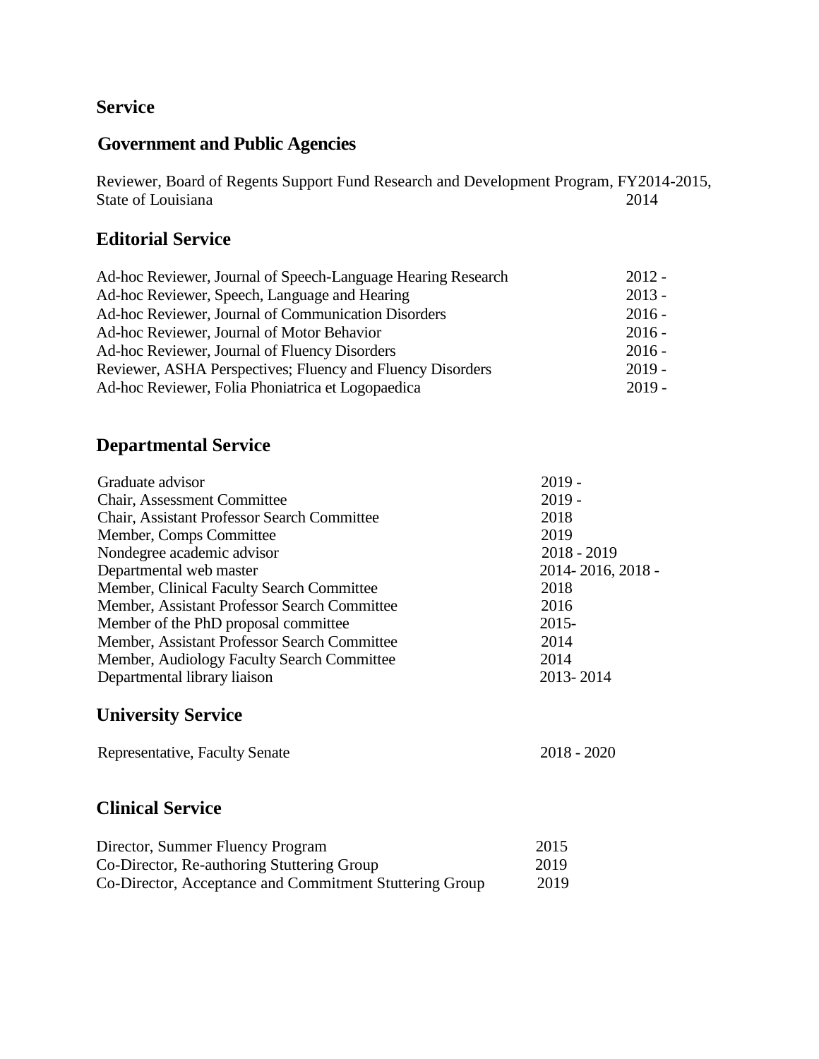## Service

### Government and Public Agencies

| | |
|---|---|
| Reviewer, Board of Regents Support Fund Research and Development Program, FY2014-2015, State of Louisiana | 2014 |

### Editorial Service

| | |
|---|---|
| Ad-hoc Reviewer, Journal of Speech-Language Hearing Research | 2012 - |
| Ad-hoc Reviewer, Speech, Language and Hearing | 2013 - |
| Ad-hoc Reviewer, Journal of Communication Disorders | 2016 - |
| Ad-hoc Reviewer, Journal of Motor Behavior | 2016 - |
| Ad-hoc Reviewer, Journal of Fluency Disorders | 2016 - |
| Reviewer, ASHA Perspectives; Fluency and Fluency Disorders | 2019 - |
| Ad-hoc Reviewer, Folia Phoniatrica et Logopaedica | 2019 - |

### Departmental Service

| | |
|---|---|
| Graduate advisor | 2019 - |
| Chair, Assessment Committee | 2019 - |
| Chair, Assistant Professor Search Committee | 2018 |
| Member, Comps Committee | 2019 |
| Nondegree academic advisor | 2018 - 2019 |
| Departmental web master | 2014- 2016, 2018 - |
| Member, Clinical Faculty Search Committee | 2018 |
| Member, Assistant Professor Search Committee | 2016 |
| Member of the PhD proposal committee | 2015- |
| Member, Assistant Professor Search Committee | 2014 |
| Member, Audiology Faculty Search Committee | 2014 |
| Departmental library liaison | 2013- 2014 |

### University Service

| | |
|---|---|
| Representative, Faculty Senate | 2018 - 2020 |

### Clinical Service

| | |
|---|---|
| Director, Summer Fluency Program | 2015 |
| Co-Director, Re-authoring Stuttering Group | 2019 |
| Co-Director, Acceptance and Commitment Stuttering Group | 2019 |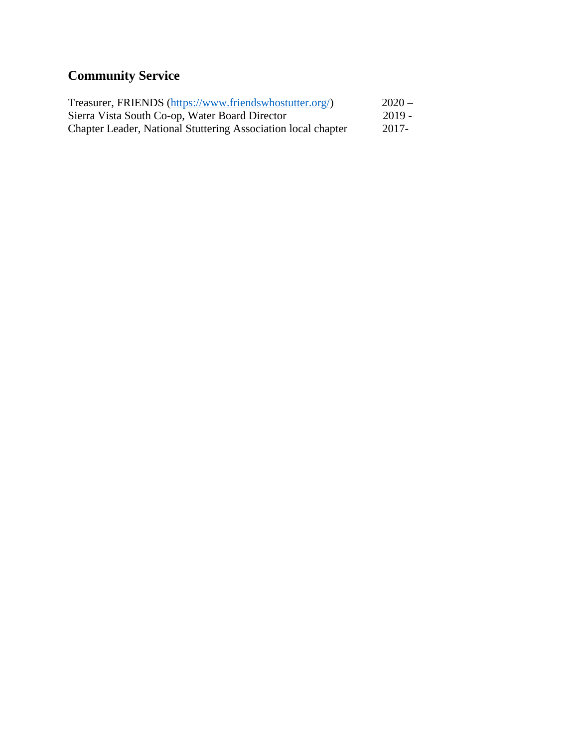## Community Service

| | |
|---|---|
| Treasurer, FRIENDS (https://www.friendswhostutter.org/) | 2020 – |
| Sierra Vista South Co-op, Water Board Director | 2019 - |
| Chapter Leader, National Stuttering Association local chapter | 2017- |